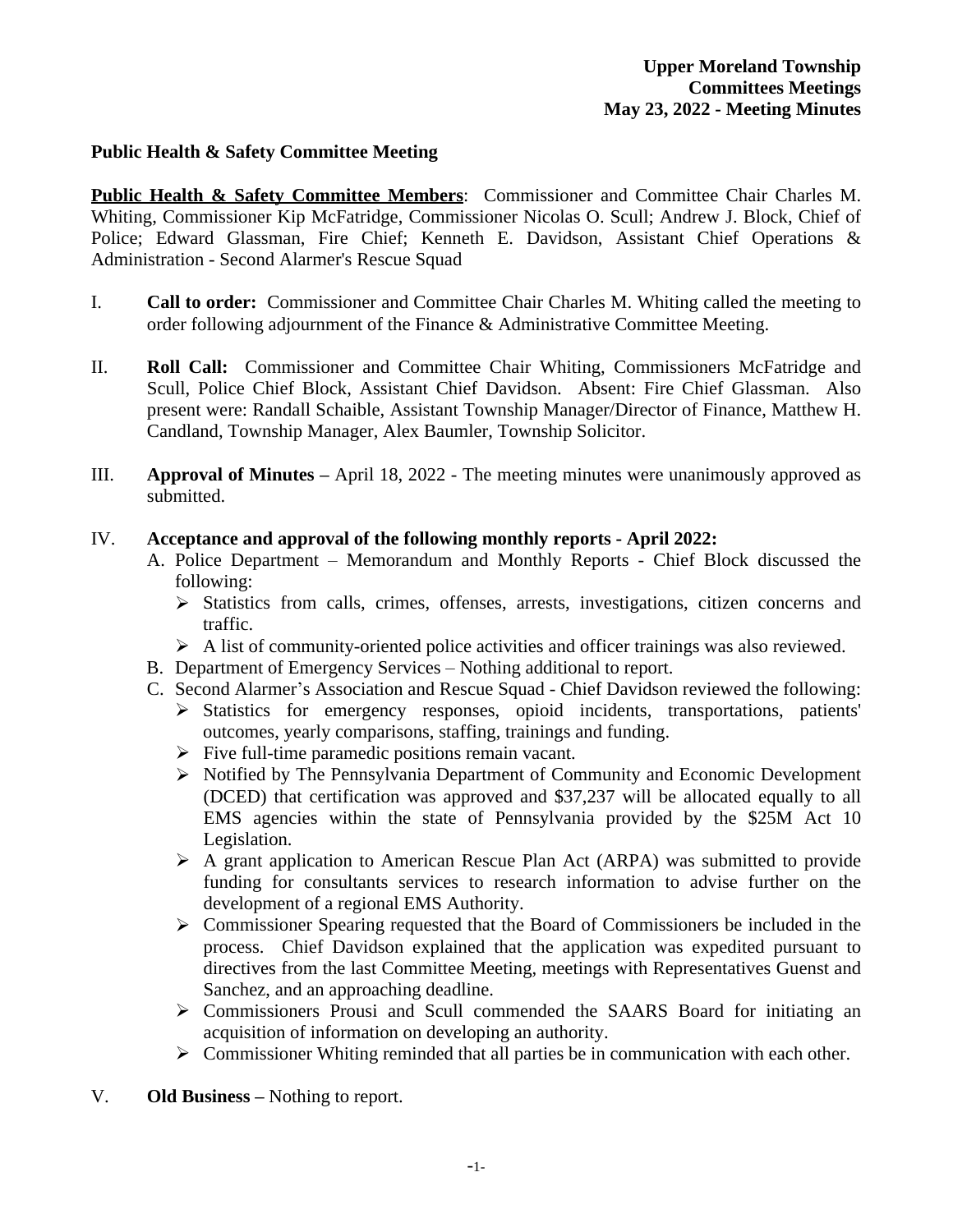**Upper Moreland Township**
**Committees Meetings**
**May 23, 2022 - Meeting Minutes**

## Public Health & Safety Committee Meeting

**Public Health & Safety Committee Members**: Commissioner and Committee Chair Charles M. Whiting, Commissioner Kip McFatridge, Commissioner Nicolas O. Scull; Andrew J. Block, Chief of Police; Edward Glassman, Fire Chief; Kenneth E. Davidson, Assistant Chief Operations & Administration - Second Alarmer's Rescue Squad

I. **Call to order:** Commissioner and Committee Chair Charles M. Whiting called the meeting to order following adjournment of the Finance & Administrative Committee Meeting.

II. **Roll Call:** Commissioner and Committee Chair Whiting, Commissioners McFatridge and Scull, Police Chief Block, Assistant Chief Davidson. Absent: Fire Chief Glassman. Also present were: Randall Schaible, Assistant Township Manager/Director of Finance, Matthew H. Candland, Township Manager, Alex Baumler, Township Solicitor.

III. **Approval of Minutes –** April 18, 2022 - The meeting minutes were unanimously approved as submitted.

IV. **Acceptance and approval of the following monthly reports - April 2022:**

   A. Police Department – Memorandum and Monthly Reports - Chief Block discussed the following:
      - Statistics from calls, crimes, offenses, arrests, investigations, citizen concerns and traffic.
      - A list of community-oriented police activities and officer trainings was also reviewed.

   B. Department of Emergency Services – Nothing additional to report.

   C. Second Alarmer's Association and Rescue Squad - Chief Davidson reviewed the following:
      - Statistics for emergency responses, opioid incidents, transportations, patients' outcomes, yearly comparisons, staffing, trainings and funding.
      - Five full-time paramedic positions remain vacant.
      - Notified by The Pennsylvania Department of Community and Economic Development (DCED) that certification was approved and $37,237 will be allocated equally to all EMS agencies within the state of Pennsylvania provided by the $25M Act 10 Legislation.
      - A grant application to American Rescue Plan Act (ARPA) was submitted to provide funding for consultants services to research information to advise further on the development of a regional EMS Authority.
      - Commissioner Spearing requested that the Board of Commissioners be included in the process. Chief Davidson explained that the application was expedited pursuant to directives from the last Committee Meeting, meetings with Representatives Guenst and Sanchez, and an approaching deadline.
      - Commissioners Prousi and Scull commended the SAARS Board for initiating an acquisition of information on developing an authority.
      - Commissioner Whiting reminded that all parties be in communication with each other.

V. **Old Business –** Nothing to report.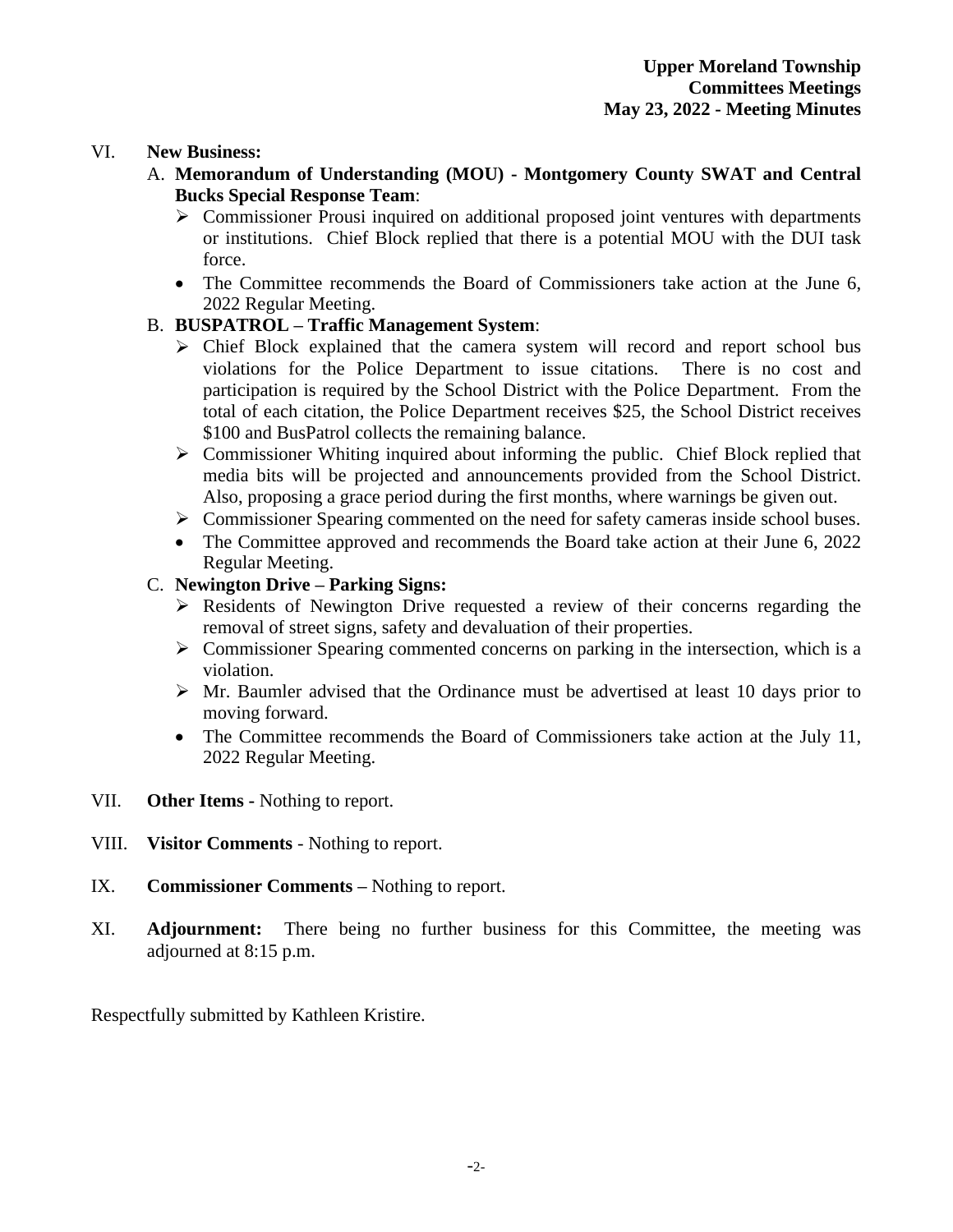VI. **New Business:**

A. **Memorandum of Understanding (MOU) - Montgomery County SWAT and Central Bucks Special Response Team**:

- Commissioner Prousi inquired on additional proposed joint ventures with departments or institutions. Chief Block replied that there is a potential MOU with the DUI task force.
- The Committee recommends the Board of Commissioners take action at the June 6, 2022 Regular Meeting.

B. **BUSPATROL – Traffic Management System**:

- Chief Block explained that the camera system will record and report school bus violations for the Police Department to issue citations. There is no cost and participation is required by the School District with the Police Department. From the total of each citation, the Police Department receives $25, the School District receives $100 and BusPatrol collects the remaining balance.
- Commissioner Whiting inquired about informing the public. Chief Block replied that media bits will be projected and announcements provided from the School District. Also, proposing a grace period during the first months, where warnings be given out.
- Commissioner Spearing commented on the need for safety cameras inside school buses.
- The Committee approved and recommends the Board take action at their June 6, 2022 Regular Meeting.

C. **Newington Drive – Parking Signs:**

- Residents of Newington Drive requested a review of their concerns regarding the removal of street signs, safety and devaluation of their properties.
- Commissioner Spearing commented concerns on parking in the intersection, which is a violation.
- Mr. Baumler advised that the Ordinance must be advertised at least 10 days prior to moving forward.
- The Committee recommends the Board of Commissioners take action at the July 11, 2022 Regular Meeting.

VII. **Other Items -** Nothing to report.

VIII. **Visitor Comments** - Nothing to report.

IX. **Commissioner Comments –** Nothing to report.

XI. **Adjournment:** There being no further business for this Committee, the meeting was adjourned at 8:15 p.m.

Respectfully submitted by Kathleen Kristire.